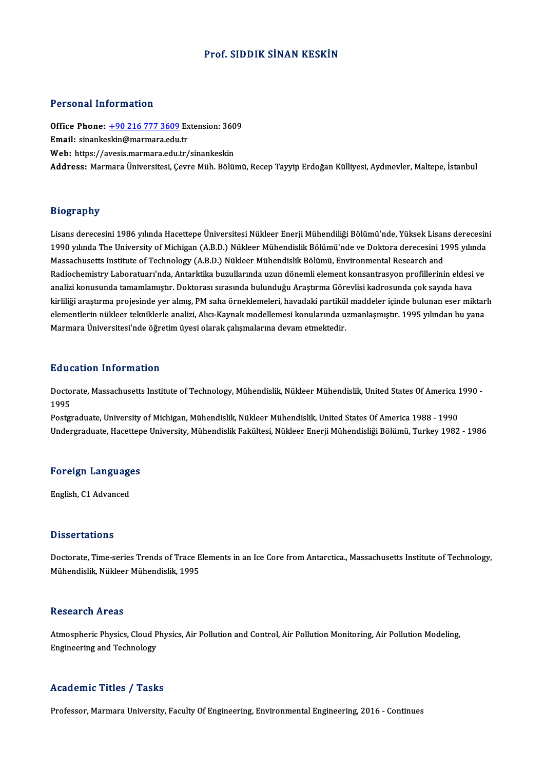# Prof. SIDDIK SİNAN KESKİN

## Personal Information

**Office Phone:** +90 216 777 3609 Extension: 3609
**Email:** sinankeskin@marmara.edu.tr
**Web:** https://avesis.marmara.edu.tr/sinankeskin
**Address:** Marmara Üniversitesi, Çevre Müh. Bölümü, Recep Tayyip Erdoğan Külliyesi, Aydınevler, Maltepe, İstanbul

## Biography

Lisans derecesini 1986 yılında Hacettepe Üniversitesi Nükleer Enerji Mühendiliği Bölümü'nde, Yüksek Lisans derecesini 1990 yılında The University of Michigan (A.B.D.) Nükleer Mühendislik Bölümü'nde ve Doktora derecesini 1995 yılında Massachusetts Institute of Technology (A.B.D.) Nükleer Mühendislik Bölümü, Environmental Research and Radiochemistry Laboratuarı'nda, Antarktika buzullarında uzun dönemli element konsantrasyon profillerinin eldesi ve analizi konusunda tamamlamıştır. Doktorası sırasında bulunduğu Araştırma Görevlisi kadrosunda çok sayıda hava kirliliği araştırma projesinde yer almış, PM saha örneklemeleri, havadaki partikül maddeler içinde bulunan eser miktarlı elementlerin nükleer tekniklerle analizi, Alıcı-Kaynak modellemesi konularında uzmanlaşmıştır. 1995 yılından bu yana Marmara Üniversitesi'nde öğretim üyesi olarak çalışmalarına devam etmektedir.

## Education Information

Doctorate, Massachusetts Institute of Technology, Mühendislik, Nükleer Mühendislik, United States Of America 1990 - 1995
Postgraduate, University of Michigan, Mühendislik, Nükleer Mühendislik, United States Of America 1988 - 1990
Undergraduate, Hacettepe University, Mühendislik Fakültesi, Nükleer Enerji Mühendisliği Bölümü, Turkey 1982 - 1986

## Foreign Languages

English, C1 Advanced

## Dissertations

Doctorate, Time-series Trends of Trace Elements in an Ice Core from Antarctica., Massachusetts Institute of Technology, Mühendislik, Nükleer Mühendislik, 1995

## Research Areas

Atmospheric Physics, Cloud Physics, Air Pollution and Control, Air Pollution Monitoring, Air Pollution Modeling, Engineering and Technology

## Academic Titles / Tasks

Professor, Marmara University, Faculty Of Engineering, Environmental Engineering, 2016 - Continues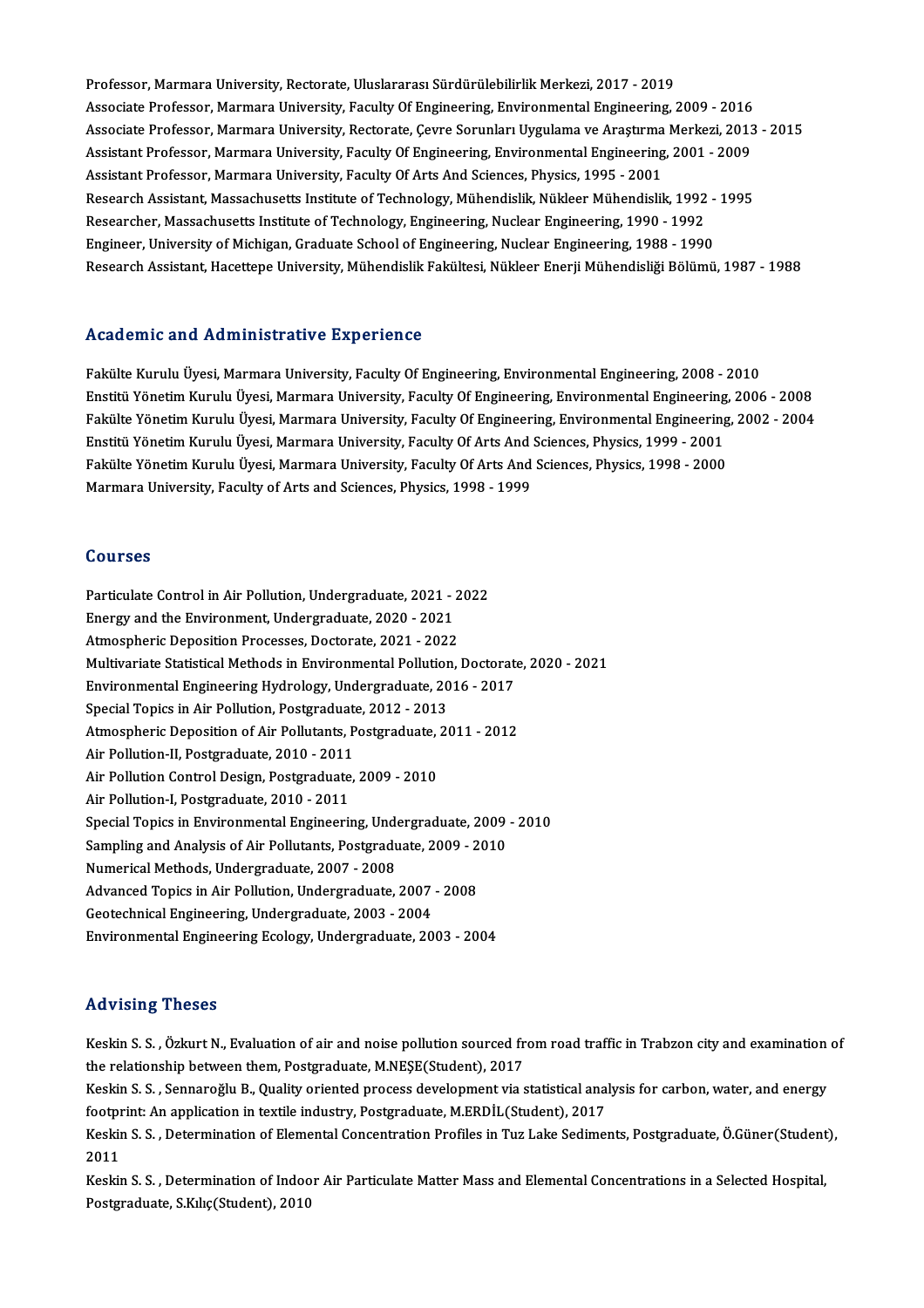Professor, Marmara University, Rectorate, Uluslararası Sürdürülebilirlik Merkezi, 2017 - 2019
Associate Professor, Marmara University, Faculty Of Engineering, Environmental Engineering, 2009 - 2016
Associate Professor, Marmara University, Rectorate, Çevre Sorunları Uygulama ve Araştırma Merkezi, 2013 - 2015
Assistant Professor, Marmara University, Faculty Of Engineering, Environmental Engineering, 2001 - 2009
Assistant Professor, Marmara University, Faculty Of Arts And Sciences, Physics, 1995 - 2001
Research Assistant, Massachusetts Institute of Technology, Mühendislik, Nükleer Mühendislik, 1992 - 1995
Researcher, Massachusetts Institute of Technology, Engineering, Nuclear Engineering, 1990 - 1992
Engineer, University of Michigan, Graduate School of Engineering, Nuclear Engineering, 1988 - 1990
Research Assistant, Hacettepe University, Mühendislik Fakültesi, Nükleer Enerji Mühendisliği Bölümü, 1987 - 1988

## Academic and Administrative Experience

Fakülte Kurulu Üyesi, Marmara University, Faculty Of Engineering, Environmental Engineering, 2008 - 2010
Enstitü Yönetim Kurulu Üyesi, Marmara University, Faculty Of Engineering, Environmental Engineering, 2006 - 2008
Fakülte Yönetim Kurulu Üyesi, Marmara University, Faculty Of Engineering, Environmental Engineering, 2002 - 2004
Enstitü Yönetim Kurulu Üyesi, Marmara University, Faculty Of Arts And Sciences, Physics, 1999 - 2001
Fakülte Yönetim Kurulu Üyesi, Marmara University, Faculty Of Arts And Sciences, Physics, 1998 - 2000
Marmara University, Faculty of Arts and Sciences, Physics, 1998 - 1999

## Courses

Particulate Control in Air Pollution, Undergraduate, 2021 - 2022
Energy and the Environment, Undergraduate, 2020 - 2021
Atmospheric Deposition Processes, Doctorate, 2021 - 2022
Multivariate Statistical Methods in Environmental Pollution, Doctorate, 2020 - 2021
Environmental Engineering Hydrology, Undergraduate, 2016 - 2017
Special Topics in Air Pollution, Postgraduate, 2012 - 2013
Atmospheric Deposition of Air Pollutants, Postgraduate, 2011 - 2012
Air Pollution-II, Postgraduate, 2010 - 2011
Air Pollution Control Design, Postgraduate, 2009 - 2010
Air Pollution-I, Postgraduate, 2010 - 2011
Special Topics in Environmental Engineering, Undergraduate, 2009 - 2010
Sampling and Analysis of Air Pollutants, Postgraduate, 2009 - 2010
Numerical Methods, Undergraduate, 2007 - 2008
Advanced Topics in Air Pollution, Undergraduate, 2007 - 2008
Geotechnical Engineering, Undergraduate, 2003 - 2004
Environmental Engineering Ecology, Undergraduate, 2003 - 2004

## Advising Theses

Keskin S. S. , Özkurt N., Evaluation of air and noise pollution sourced from road traffic in Trabzon city and examination of the relationship between them, Postgraduate, M.NEŞE(Student), 2017

Keskin S. S. , Sennaroğlu B., Quality oriented process development via statistical analysis for carbon, water, and energy footprint: An application in textile industry, Postgraduate, M.ERDİL(Student), 2017

Keskin S. S. , Determination of Elemental Concentration Profiles in Tuz Lake Sediments, Postgraduate, Ö.Güner(Student), 2011

Keskin S. S. , Determination of Indoor Air Particulate Matter Mass and Elemental Concentrations in a Selected Hospital, Postgraduate, S.Kılıç(Student), 2010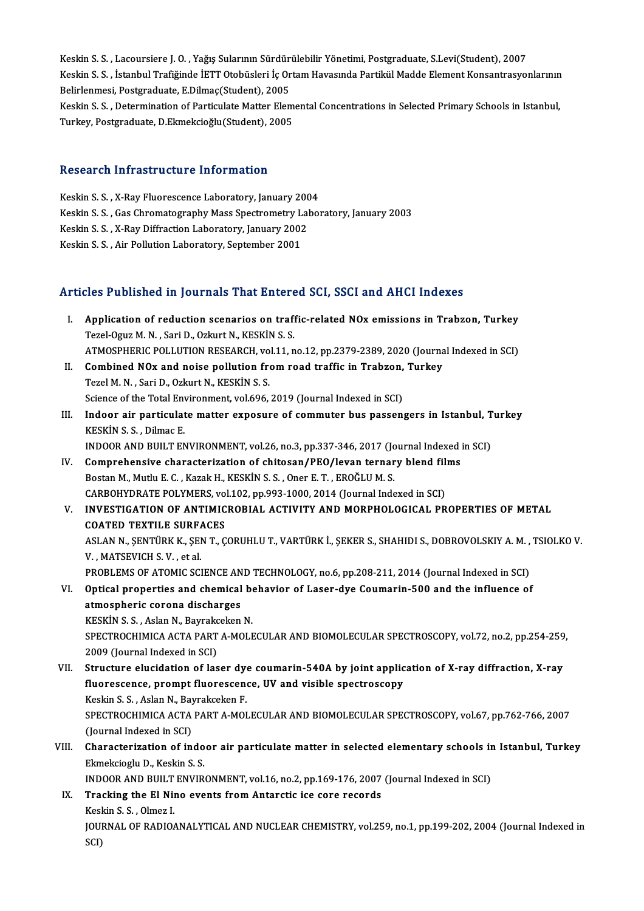Keskin S. S. , Lacoursiere J. O. , Yağış Sularının Sürdürülebilir Yönetimi, Postgraduate, S.Levi(Student), 2007

Keskin S. S. , İstanbul Trafiğinde İETT Otobüsleri İç Ortam Havasında Partikül Madde Element Konsantrasyonlarının Belirlenmesi, Postgraduate, E.Dilmaç(Student), 2005

Keskin S. S. , Determination of Particulate Matter Elemental Concentrations in Selected Primary Schools in Istanbul, Turkey, Postgraduate, D.Ekmekcioğlu(Student), 2005

## Research Infrastructure Information

Keskin S. S. , X-Ray Fluorescence Laboratory, January 2004

Keskin S. S. , Gas Chromatography Mass Spectrometry Laboratory, January 2003

Keskin S. S. , X-Ray Diffraction Laboratory, January 2002

Keskin S. S. , Air Pollution Laboratory, September 2001

## Articles Published in Journals That Entered SCI, SSCI and AHCI Indexes

I. **Application of reduction scenarios on traffic-related NOx emissions in Trabzon, Turkey**
Tezel-Oguz M. N. , Sari D., Ozkurt N., KESKİN S. S.
ATMOSPHERIC POLLUTION RESEARCH, vol.11, no.12, pp.2379-2389, 2020 (Journal Indexed in SCI)

II. **Combined NOx and noise pollution from road traffic in Trabzon, Turkey**
Tezel M. N. , Sari D., Ozkurt N., KESKİN S. S.
Science of the Total Environment, vol.696, 2019 (Journal Indexed in SCI)

III. **Indoor air particulate matter exposure of commuter bus passengers in Istanbul, Turkey**
KESKİN S. S. , Dilmac E.
INDOOR AND BUILT ENVIRONMENT, vol.26, no.3, pp.337-346, 2017 (Journal Indexed in SCI)

IV. **Comprehensive characterization of chitosan/PEO/levan ternary blend films**
Bostan M., Mutlu E. C. , Kazak H., KESKİN S. S. , Oner E. T. , EROĞLU M. S.
CARBOHYDRATE POLYMERS, vol.102, pp.993-1000, 2014 (Journal Indexed in SCI)

V. **INVESTIGATION OF ANTIMICROBIAL ACTIVITY AND MORPHOLOGICAL PROPERTIES OF METAL COATED TEXTILE SURFACES**
ASLAN N., ŞENTÜRK K., ŞEN T., ÇORUHLU T., VARTÜRK İ., ŞEKER S., SHAHIDI S., DOBROVOLSKIY A. M. , TSIOLKO V. V. , MATSEVICH S. V. , et al.
PROBLEMS OF ATOMIC SCIENCE AND TECHNOLOGY, no.6, pp.208-211, 2014 (Journal Indexed in SCI)

VI. **Optical properties and chemical behavior of Laser-dye Coumarin-500 and the influence of atmospheric corona discharges**
KESKİN S. S. , Aslan N., Bayrakceken N.
SPECTROCHIMICA ACTA PART A-MOLECULAR AND BIOMOLECULAR SPECTROSCOPY, vol.72, no.2, pp.254-259, 2009 (Journal Indexed in SCI)

VII. **Structure elucidation of laser dye coumarin-540A by joint application of X-ray diffraction, X-ray fluorescence, prompt fluorescence, UV and visible spectroscopy**
Keskin S. S. , Aslan N., Bayrakceken F.
SPECTROCHIMICA ACTA PART A-MOLECULAR AND BIOMOLECULAR SPECTROSCOPY, vol.67, pp.762-766, 2007 (Journal Indexed in SCI)

VIII. **Characterization of indoor air particulate matter in selected elementary schools in Istanbul, Turkey**
Ekmekcioglu D., Keskin S. S.
INDOOR AND BUILT ENVIRONMENT, vol.16, no.2, pp.169-176, 2007 (Journal Indexed in SCI)

IX. **Tracking the El Nino events from Antarctic ice core records**
Keskin S. S. , Olmez I.
JOURNAL OF RADIOANALYTICAL AND NUCLEAR CHEMISTRY, vol.259, no.1, pp.199-202, 2004 (Journal Indexed in SCI)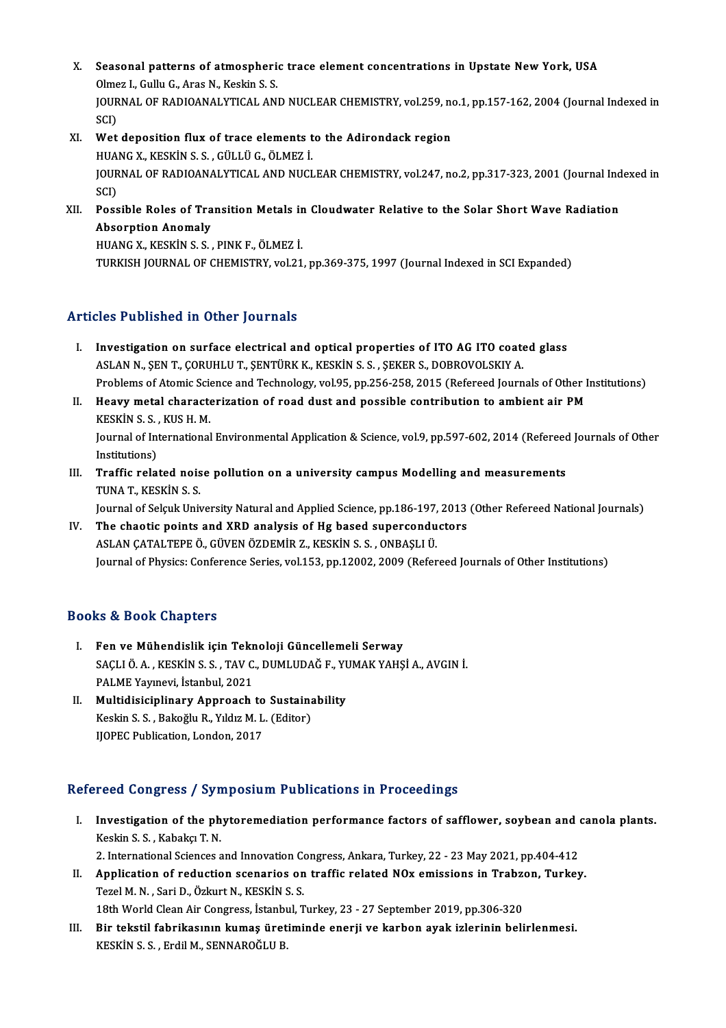X. **Seasonal patterns of atmospheric trace element concentrations in Upstate New York, USA**
Olmez I., Gullu G., Aras N., Keskin S. S.
JOURNAL OF RADIOANALYTICAL AND NUCLEAR CHEMISTRY, vol.259, no.1, pp.157-162, 2004 (Journal Indexed in SCI)

XI. **Wet deposition flux of trace elements to the Adirondack region**
HUANG X., KESKİN S. S. , GÜLLÜ G., ÖLMEZ İ.
JOURNAL OF RADIOANALYTICAL AND NUCLEAR CHEMISTRY, vol.247, no.2, pp.317-323, 2001 (Journal Indexed in SCI)

XII. **Possible Roles of Transition Metals in Cloudwater Relative to the Solar Short Wave Radiation Absorption Anomaly**
HUANG X., KESKİN S. S. , PINK F., ÖLMEZ İ.
TURKISH JOURNAL OF CHEMISTRY, vol.21, pp.369-375, 1997 (Journal Indexed in SCI Expanded)

## Articles Published in Other Journals

I. **Investigation on surface electrical and optical properties of ITO AG ITO coated glass**
ASLAN N., ŞEN T., ÇORUHLU T., ŞENTÜRK K., KESKİN S. S. , ŞEKER S., DOBROVOLSKIY A.
Problems of Atomic Science and Technology, vol.95, pp.256-258, 2015 (Refereed Journals of Other Institutions)

II. **Heavy metal characterization of road dust and possible contribution to ambient air PM**
KESKİN S. S. , KUS H. M.
Journal of International Environmental Application & Science, vol.9, pp.597-602, 2014 (Refereed Journals of Other Institutions)

III. **Traffic related noise pollution on a university campus Modelling and measurements**
TUNA T., KESKİN S. S.
Journal of Selçuk University Natural and Applied Science, pp.186-197, 2013 (Other Refereed National Journals)

IV. **The chaotic points and XRD analysis of Hg based superconductors**
ASLAN ÇATALTEPE Ö., GÜVEN ÖZDEMİR Z., KESKİN S. S. , ONBAŞLI Ü.
Journal of Physics: Conference Series, vol.153, pp.12002, 2009 (Refereed Journals of Other Institutions)

## Books & Book Chapters

I. **Fen ve Mühendislik için Teknoloji Güncellemeli Serway**
SAÇLI Ö. A. , KESKİN S. S. , TAV C., DUMLUDAĞ F., YUMAK YAHŞİ A., AVGIN İ.
PALME Yayınevi, İstanbul, 2021

II. **Multidisiciplinary Approach to Sustainability**
Keskin S. S. , Bakoğlu R., Yıldız M. L. (Editor)
IJOPEC Publication, London, 2017

## Refereed Congress / Symposium Publications in Proceedings

I. **Investigation of the phytoremediation performance factors of safflower, soybean and canola plants.**
Keskin S. S. , Kabakçı T. N.
2. International Sciences and Innovation Congress, Ankara, Turkey, 22 - 23 May 2021, pp.404-412

II. **Application of reduction scenarios on traffic related NOx emissions in Trabzon, Turkey.**
Tezel M. N. , Sari D., Özkurt N., KESKİN S. S.
18th World Clean Air Congress, İstanbul, Turkey, 23 - 27 September 2019, pp.306-320

III. **Bir tekstil fabrikasının kumaş üretiminde enerji ve karbon ayak izlerinin belirlenmesi.**
KESKİN S. S. , Erdil M., SENNAROĞLU B.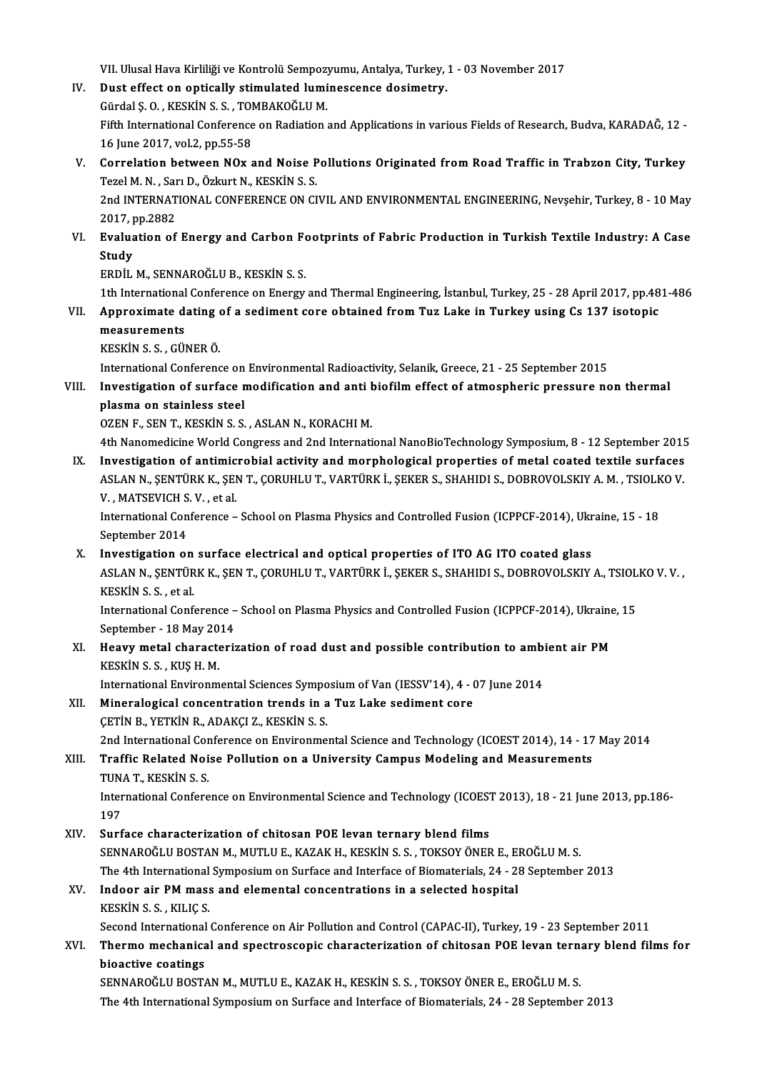VII. Ulusal Hava Kirliliği ve Kontrolü Sempozyumu, Antalya, Turkey, 1 - 03 November 2017

IV. **Dust effect on optically stimulated luminescence dosimetry.**
Gürdal Ş. O. , KESKİN S. S. , TOMBAKOĞLU M.
Fifth International Conference on Radiation and Applications in various Fields of Research, Budva, KARADAĞ, 12 - 16 June 2017, vol.2, pp.55-58

V. **Correlation between NOx and Noise Pollutions Originated from Road Traffic in Trabzon City, Turkey**
Tezel M. N. , Sarı D., Özkurt N., KESKİN S. S.
2nd INTERNATIONAL CONFERENCE ON CIVIL AND ENVIRONMENTAL ENGINEERING, Nevşehir, Turkey, 8 - 10 May 2017, pp.2882

VI. **Evaluation of Energy and Carbon Footprints of Fabric Production in Turkish Textile Industry: A Case Study**
ERDİL M., SENNAROĞLU B., KESKİN S. S.
1th International Conference on Energy and Thermal Engineering, İstanbul, Turkey, 25 - 28 April 2017, pp.481-486

VII. **Approximate dating of a sediment core obtained from Tuz Lake in Turkey using Cs 137 isotopic measurements**
KESKİN S. S. , GÜNER Ö.
International Conference on Environmental Radioactivity, Selanik, Greece, 21 - 25 September 2015

VIII. **Investigation of surface modification and anti biofilm effect of atmospheric pressure non thermal plasma on stainless steel**
OZEN F., SEN T., KESKİN S. S. , ASLAN N., KORACHI M.
4th Nanomedicine World Congress and 2nd International NanoBioTechnology Symposium, 8 - 12 September 2015

IX. **Investigation of antimicrobial activity and morphological properties of metal coated textile surfaces**
ASLAN N., ŞENTÜRK K., ŞEN T., ÇORUHLU T., VARTÜRK İ., ŞEKER S., SHAHIDI S., DOBROVOLSKIY A. M. , TSIOLKO V. V. , MATSEVICH S. V. , et al.
International Conference – School on Plasma Physics and Controlled Fusion (ICPPCF-2014), Ukraine, 15 - 18 September 2014

X. **Investigation on surface electrical and optical properties of ITO AG ITO coated glass**
ASLAN N., ŞENTÜRK K., ŞEN T., ÇORUHLU T., VARTÜRK İ., ŞEKER S., SHAHIDI S., DOBROVOLSKIY A., TSIOLKO V. V. , KESKİN S. S. , et al.
International Conference – School on Plasma Physics and Controlled Fusion (ICPPCF-2014), Ukraine, 15 September - 18 May 2014

XI. **Heavy metal characterization of road dust and possible contribution to ambient air PM**
KESKİN S. S. , KUŞ H. M.
International Environmental Sciences Symposium of Van (IESSV'14), 4 - 07 June 2014

XII. **Mineralogical concentration trends in a Tuz Lake sediment core**
ÇETİN B., YETKİN R., ADAKÇI Z., KESKİN S. S.
2nd International Conference on Environmental Science and Technology (ICOEST 2014), 14 - 17 May 2014

XIII. **Traffic Related Noise Pollution on a University Campus Modeling and Measurements**
TUNA T., KESKİN S. S.
International Conference on Environmental Science and Technology (ICOEST 2013), 18 - 21 June 2013, pp.186-197

XIV. **Surface characterization of chitosan POE levan ternary blend films**
SENNAROĞLU BOSTAN M., MUTLU E., KAZAK H., KESKİN S. S. , TOKSOY ÖNER E., EROĞLU M. S.
The 4th International Symposium on Surface and Interface of Biomaterials, 24 - 28 September 2013

XV. **Indoor air PM mass and elemental concentrations in a selected hospital**
KESKİN S. S. , KILIÇ S.
Second International Conference on Air Pollution and Control (CAPAC-II), Turkey, 19 - 23 September 2011

XVI. **Thermo mechanical and spectroscopic characterization of chitosan POE levan ternary blend films for bioactive coatings**
SENNAROĞLU BOSTAN M., MUTLU E., KAZAK H., KESKİN S. S. , TOKSOY ÖNER E., EROĞLU M. S.
The 4th International Symposium on Surface and Interface of Biomaterials, 24 - 28 September 2013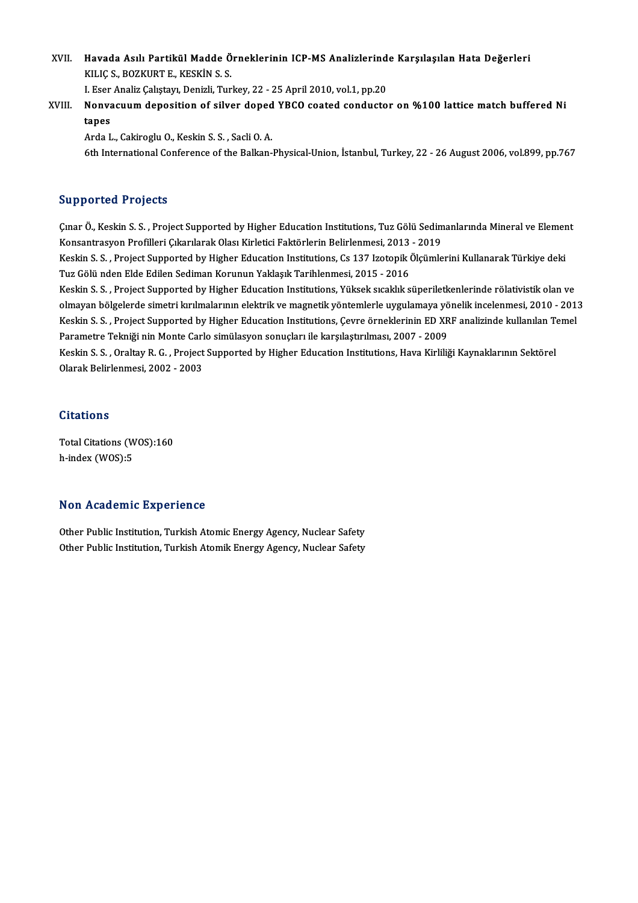XVII. **Havada Asılı Partikül Madde Örneklerinin ICP-MS Analizlerinde Karşılaşılan Hata Değerleri**
KILIÇ S., BOZKURT E., KESKİN S. S.
I. Eser Analiz Çalıştayı, Denizli, Turkey, 22 - 25 April 2010, vol.1, pp.20

XVIII. **Nonvacuum deposition of silver doped YBCO coated conductor on %100 lattice match buffered Ni tapes**
Arda L., Cakiroglu O., Keskin S. S. , Sacli O. A.
6th International Conference of the Balkan-Physical-Union, İstanbul, Turkey, 22 - 26 August 2006, vol.899, pp.767

## Supported Projects

Çınar Ö., Keskin S. S. , Project Supported by Higher Education Institutions, Tuz Gölü Sedimanlarında Mineral ve Element Konsantrasyon Profilleri Çıkarılarak Olası Kirletici Faktörlerin Belirlenmesi, 2013 - 2019

Keskin S. S. , Project Supported by Higher Education Institutions, Cs 137 Izotopik Ölçümlerini Kullanarak Türkiye deki Tuz Gölü nden Elde Edilen Sediman Korunun Yaklaşık Tarihlenmesi, 2015 - 2016

Keskin S. S. , Project Supported by Higher Education Institutions, Yüksek sıcaklık süperiletkenlerinde rölativistik olan ve olmayan bölgelerde simetri kırılmalarının elektrik ve magnetik yöntemlerle uygulamaya yönelik incelenmesi, 2010 - 2013

Keskin S. S. , Project Supported by Higher Education Institutions, Çevre örneklerinin ED XRF analizinde kullanılan Temel Parametre Tekniği nin Monte Carlo simülasyon sonuçları ile karşılaştırılması, 2007 - 2009

Keskin S. S. , Oraltay R. G. , Project Supported by Higher Education Institutions, Hava Kirliliği Kaynaklarının Sektörel Olarak Belirlenmesi, 2002 - 2003

## Citations

Total Citations (WOS):160
h-index (WOS):5

## Non Academic Experience

Other Public Institution, Turkish Atomic Energy Agency, Nuclear Safety
Other Public Institution, Turkish Atomik Energy Agency, Nuclear Safety